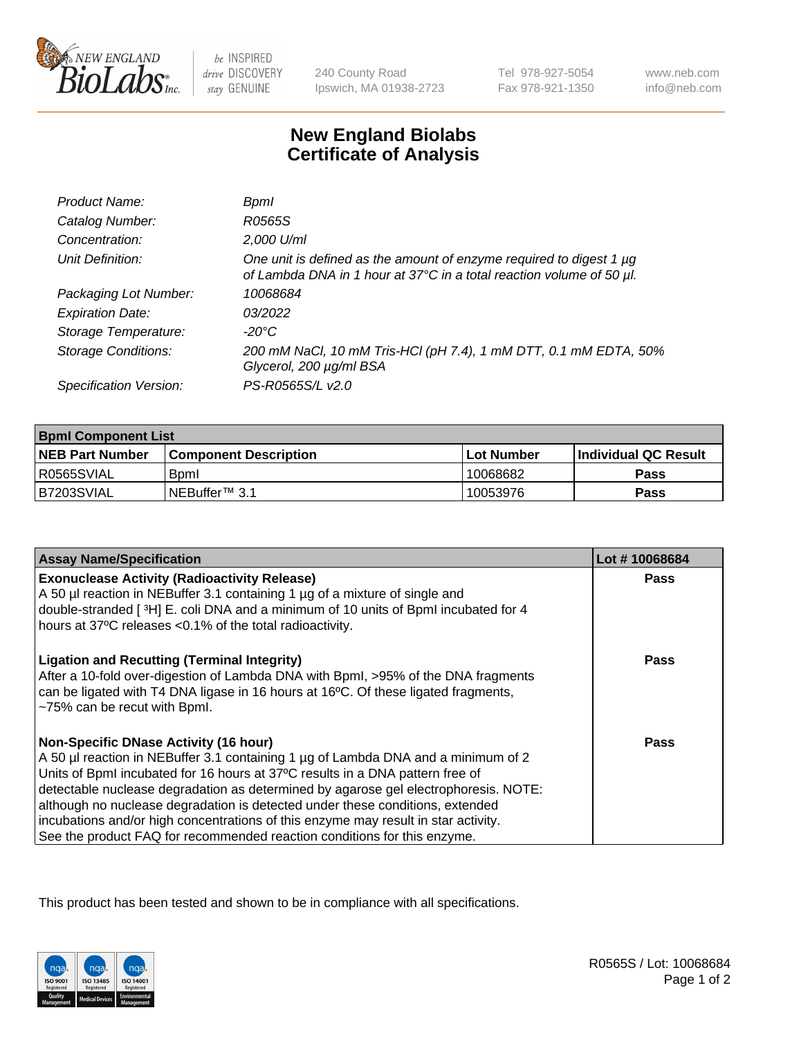240 County Road
Ipswich, MA 01938-2723

Tel 978-927-5054
Fax 978-921-1350

www.neb.com
info@neb.com

# New England Biolabs
# Certificate of Analysis

| | |
|---|---|
| *Product Name:* | *BpmI* |
| *Catalog Number:* | *R0565S* |
| *Concentration:* | *2,000 U/ml* |
| *Unit Definition:* | *One unit is defined as the amount of enzyme required to digest 1 µg of Lambda DNA in 1 hour at 37°C in a total reaction volume of 50 µl.* |
| *Packaging Lot Number:* | *10068684* |
| *Expiration Date:* | *03/2022* |
| *Storage Temperature:* | *-20°C* |
| *Storage Conditions:* | *200 mM NaCl, 10 mM Tris-HCl (pH 7.4), 1 mM DTT, 0.1 mM EDTA, 50% Glycerol, 200 µg/ml BSA* |
| *Specification Version:* | *PS-R0565S/L v2.0* |

| **BpmI Component List** | | | |
|---|---|---|---|
| **NEB Part Number** | **Component Description** | **Lot Number** | **Individual QC Result** |
| R0565SVIAL | BpmI | 10068682 | **Pass** |
| B7203SVIAL | NEBuffer™ 3.1 | 10053976 | **Pass** |

| **Assay Name/Specification** | **Lot # 10068684** |
|---|---|
| **Exonuclease Activity (Radioactivity Release)**<br>A 50 µl reaction in NEBuffer 3.1 containing 1 µg of a mixture of single and double-stranded [ $^{3}$H] E. coli DNA and a minimum of 10 units of BpmI incubated for 4 hours at 37ºC releases <0.1% of the total radioactivity. | **Pass** |
| **Ligation and Recutting (Terminal Integrity)**<br>After a 10-fold over-digestion of Lambda DNA with BpmI, >95% of the DNA fragments can be ligated with T4 DNA ligase in 16 hours at 16ºC. Of these ligated fragments, ~75% can be recut with BpmI. | **Pass** |
| **Non-Specific DNase Activity (16 hour)**<br>A 50 µl reaction in NEBuffer 3.1 containing 1 µg of Lambda DNA and a minimum of 2 Units of BpmI incubated for 16 hours at 37ºC results in a DNA pattern free of detectable nuclease degradation as determined by agarose gel electrophoresis. NOTE: although no nuclease degradation is detected under these conditions, extended incubations and/or high concentrations of this enzyme may result in star activity. See the product FAQ for recommended reaction conditions for this enzyme. | **Pass** |

This product has been tested and shown to be in compliance with all specifications.

R0565S / Lot: 10068684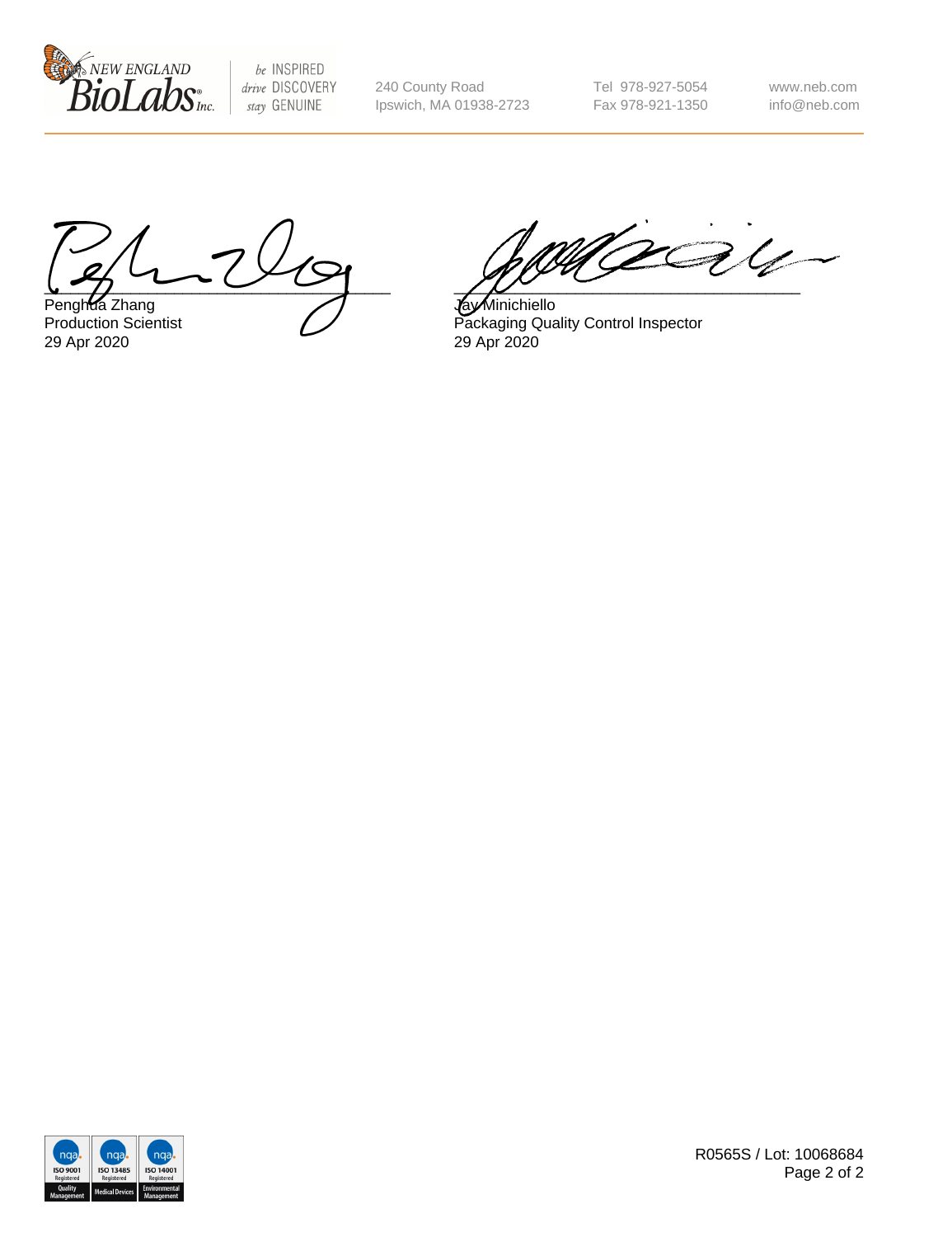Penghua Zhang
Production Scientist
29 Apr 2020

Jay Minichiello
Packaging Quality Control Inspector
29 Apr 2020

R0565S / Lot: 10068684